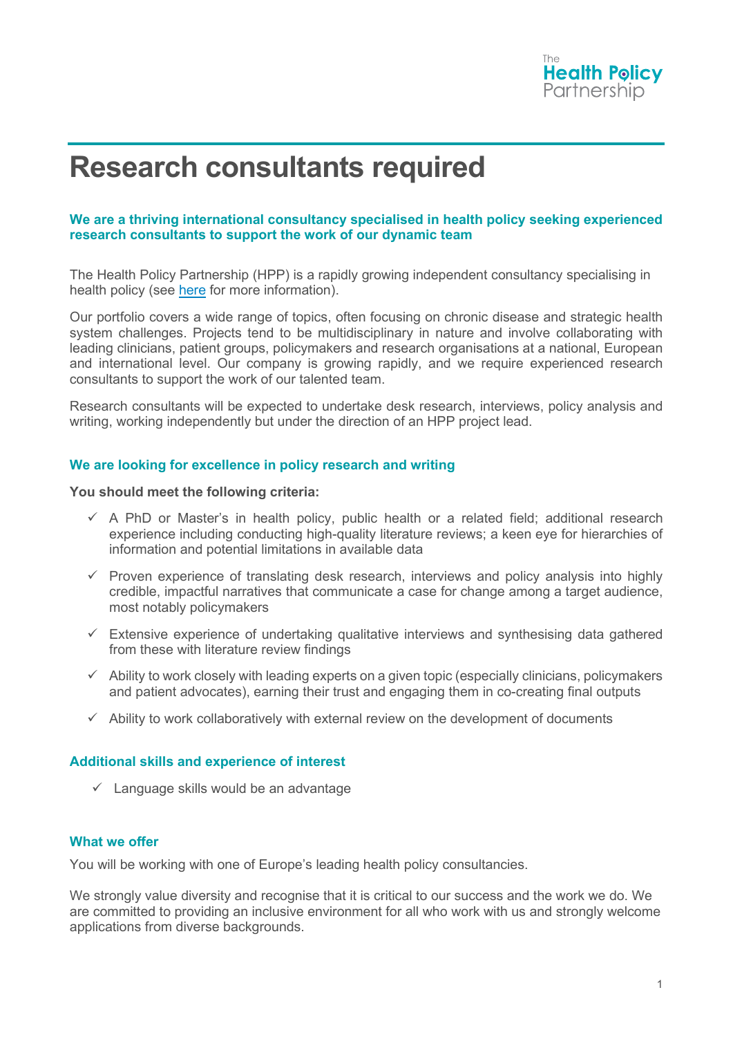# Research consultants required

**We are a thriving international consultancy specialised in health policy seeking experienced research consultants to support the work of our dynamic team**

The Health Policy Partnership (HPP) is a rapidly growing independent consultancy specialising in health policy (see here for more information).

Our portfolio covers a wide range of topics, often focusing on chronic disease and strategic health system challenges. Projects tend to be multidisciplinary in nature and involve collaborating with leading clinicians, patient groups, policymakers and research organisations at a national, European and international level. Our company is growing rapidly, and we require experienced research consultants to support the work of our talented team.

Research consultants will be expected to undertake desk research, interviews, policy analysis and writing, working independently but under the direction of an HPP project lead.

## We are looking for excellence in policy research and writing

**You should meet the following criteria:**

- ✓ A PhD or Master's in health policy, public health or a related field; additional research experience including conducting high-quality literature reviews; a keen eye for hierarchies of information and potential limitations in available data
- ✓ Proven experience of translating desk research, interviews and policy analysis into highly credible, impactful narratives that communicate a case for change among a target audience, most notably policymakers
- ✓ Extensive experience of undertaking qualitative interviews and synthesising data gathered from these with literature review findings
- ✓ Ability to work closely with leading experts on a given topic (especially clinicians, policymakers and patient advocates), earning their trust and engaging them in co-creating final outputs
- ✓ Ability to work collaboratively with external review on the development of documents

## Additional skills and experience of interest

- ✓ Language skills would be an advantage

## What we offer

You will be working with one of Europe's leading health policy consultancies.

We strongly value diversity and recognise that it is critical to our success and the work we do. We are committed to providing an inclusive environment for all who work with us and strongly welcome applications from diverse backgrounds.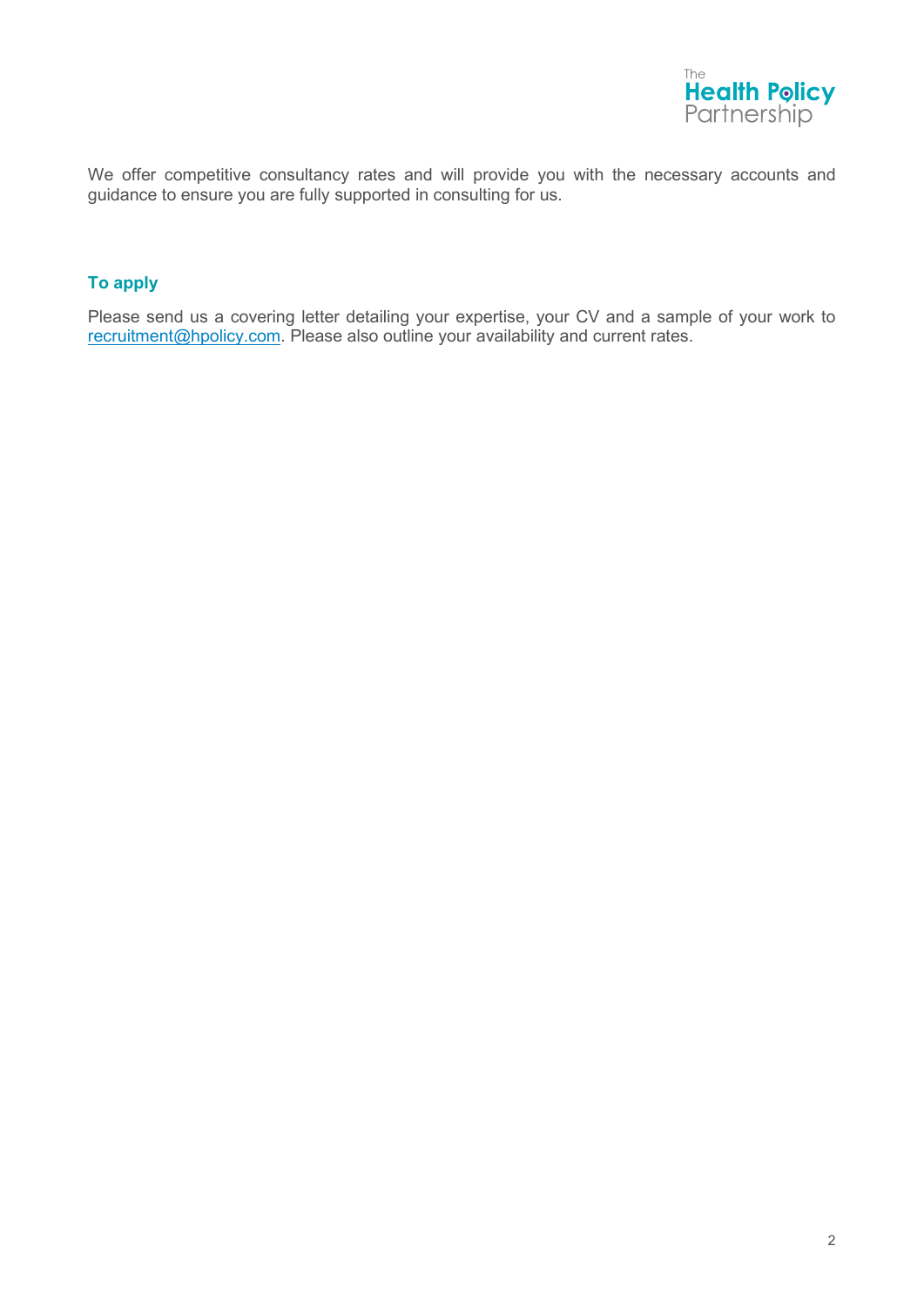We offer competitive consultancy rates and will provide you with the necessary accounts and guidance to ensure you are fully supported in consulting for us.

## To apply

Please send us a covering letter detailing your expertise, your CV and a sample of your work to recruitment@hpolicy.com. Please also outline your availability and current rates.